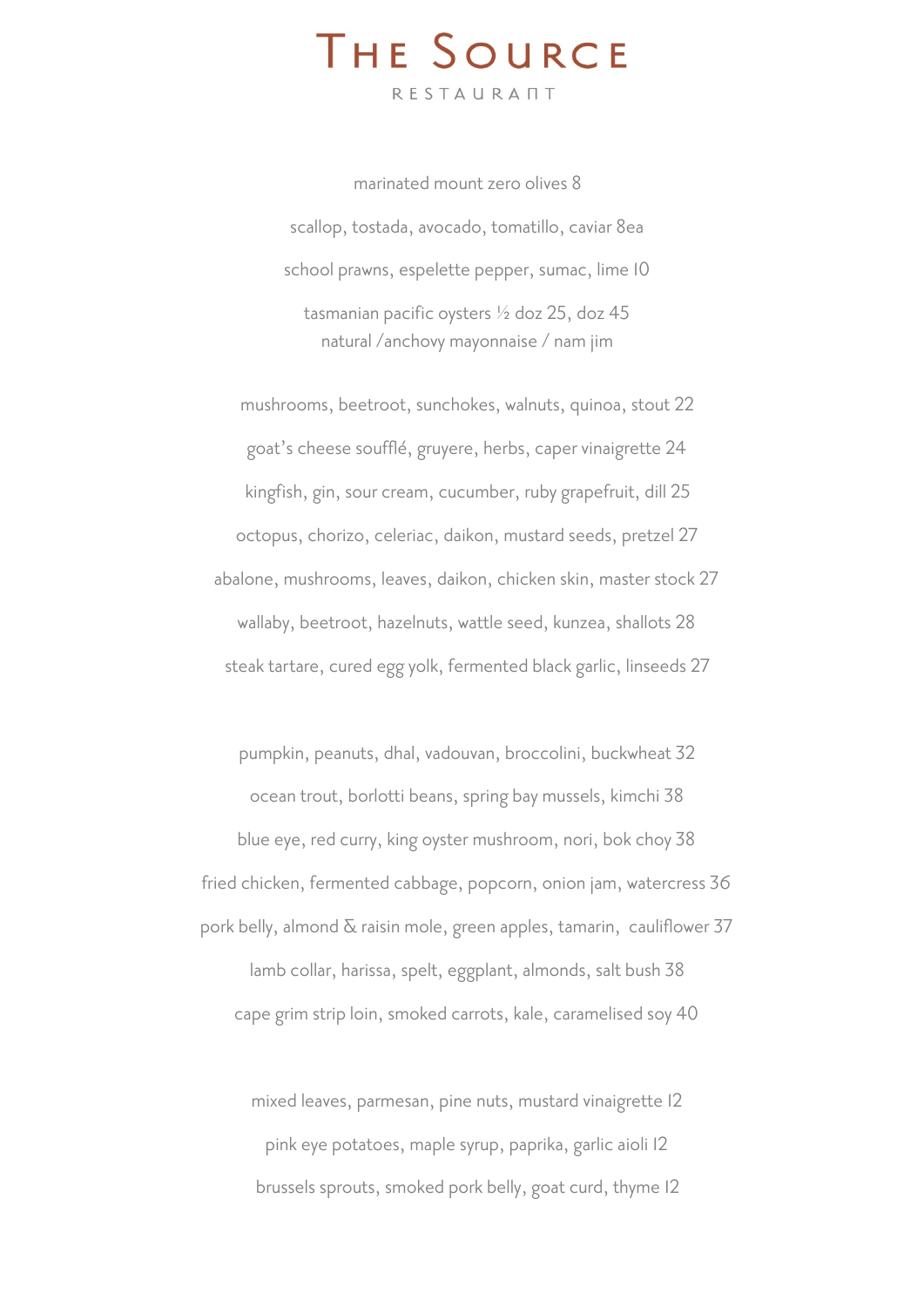# The Source

RESTAURANT

marinated mount zero olives 8

scallop, tostada, avocado, tomatillo, caviar 8ea

school prawns, espelette pepper, sumac, lime 10

tasmanian pacific oysters ½ doz 25, doz 45
natural /anchovy mayonnaise / nam jim

mushrooms, beetroot, sunchokes, walnuts, quinoa, stout 22

goat's cheese soufflé, gruyere, herbs, caper vinaigrette 24

kingfish, gin, sour cream, cucumber, ruby grapefruit, dill 25

octopus, chorizo, celeriac, daikon, mustard seeds, pretzel 27

abalone, mushrooms, leaves, daikon, chicken skin, master stock 27

wallaby, beetroot, hazelnuts, wattle seed, kunzea, shallots 28

steak tartare, cured egg yolk, fermented black garlic, linseeds 27

pumpkin, peanuts, dhal, vadouvan, broccolini, buckwheat 32

ocean trout, borlotti beans, spring bay mussels, kimchi 38

blue eye, red curry, king oyster mushroom, nori, bok choy 38

fried chicken, fermented cabbage, popcorn, onion jam, watercress 36

pork belly, almond & raisin mole, green apples, tamarin, cauliflower 37

lamb collar, harissa, spelt, eggplant, almonds, salt bush 38

cape grim strip loin, smoked carrots, kale, caramelised soy 40

mixed leaves, parmesan, pine nuts, mustard vinaigrette 12

pink eye potatoes, maple syrup, paprika, garlic aioli 12

brussels sprouts, smoked pork belly, goat curd, thyme 12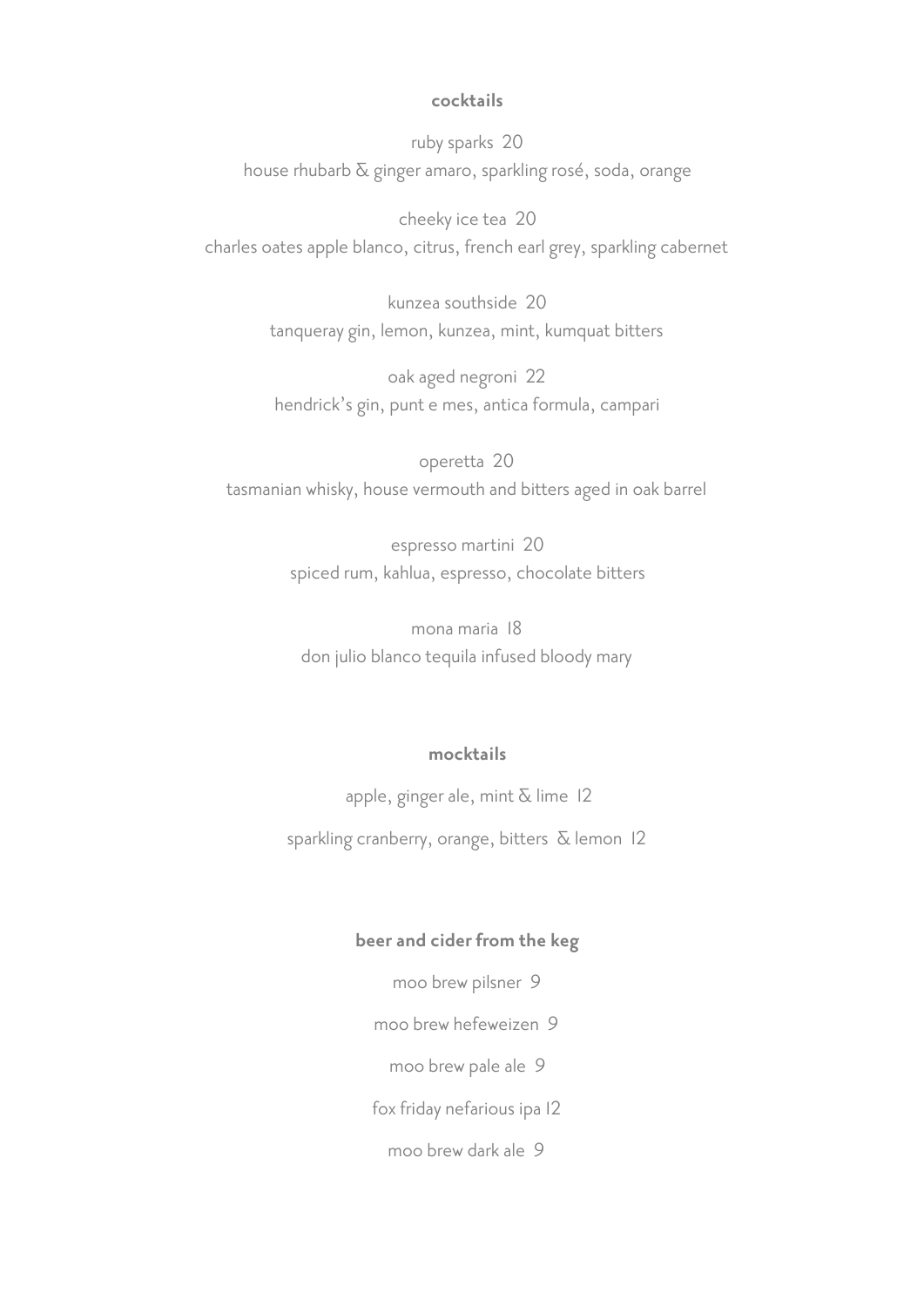## cocktails

ruby sparks 20
house rhubarb & ginger amaro, sparkling rosé, soda, orange

cheeky ice tea 20
charles oates apple blanco, citrus, french earl grey, sparkling cabernet

kunzea southside 20
tanqueray gin, lemon, kunzea, mint, kumquat bitters

oak aged negroni 22
hendrick's gin, punt e mes, antica formula, campari

operetta 20
tasmanian whisky, house vermouth and bitters aged in oak barrel

espresso martini 20
spiced rum, kahlua, espresso, chocolate bitters

mona maria 18
don julio blanco tequila infused bloody mary

## mocktails

apple, ginger ale, mint & lime 12

sparkling cranberry, orange, bitters & lemon 12

## beer and cider from the keg

moo brew pilsner 9

moo brew hefeweizen 9

moo brew pale ale 9

fox friday nefarious ipa 12

moo brew dark ale 9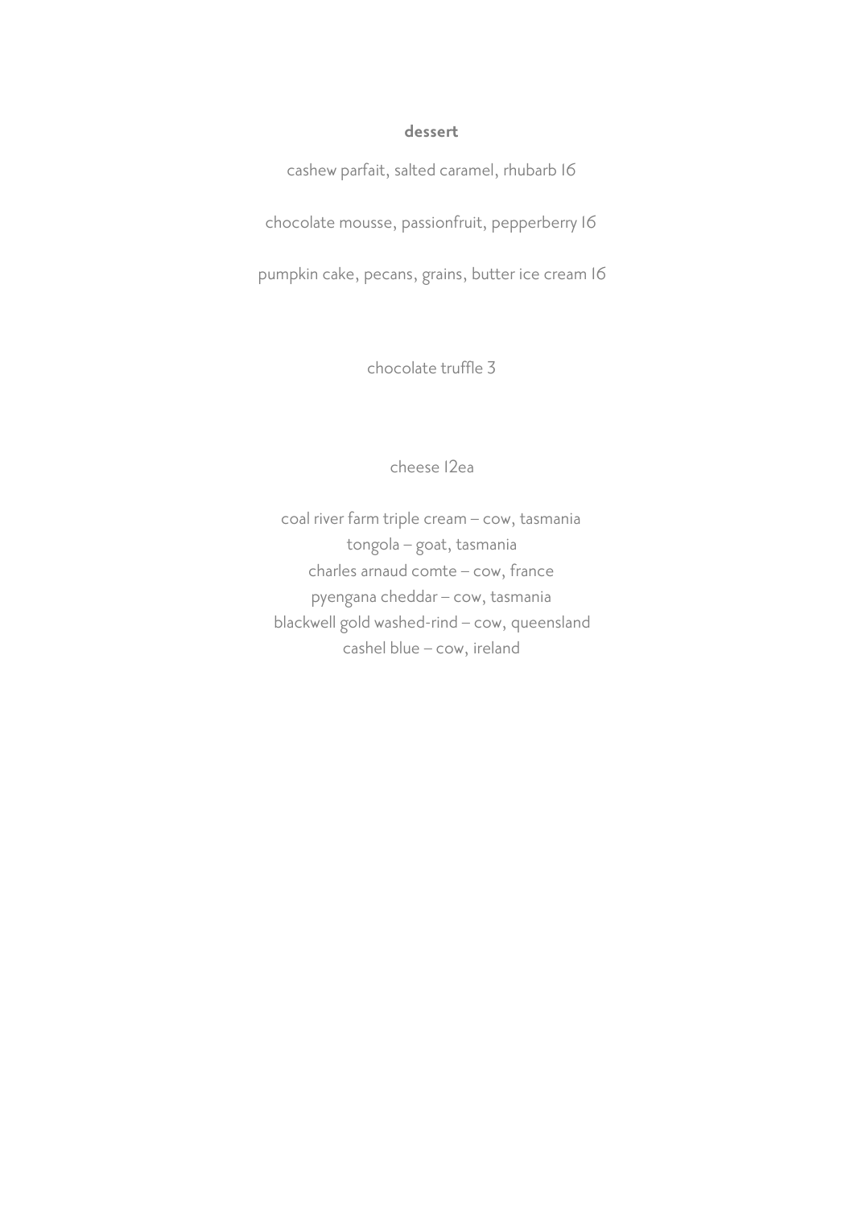**dessert**

cashew parfait, salted caramel, rhubarb 16

chocolate mousse, passionfruit, pepperberry 16

pumpkin cake, pecans, grains, butter ice cream 16

chocolate truffle 3

cheese 12ea

coal river farm triple cream – cow, tasmania
tongola – goat, tasmania
charles arnaud comte – cow, france
pyengana cheddar – cow, tasmania
blackwell gold washed-rind – cow, queensland
cashel blue – cow, ireland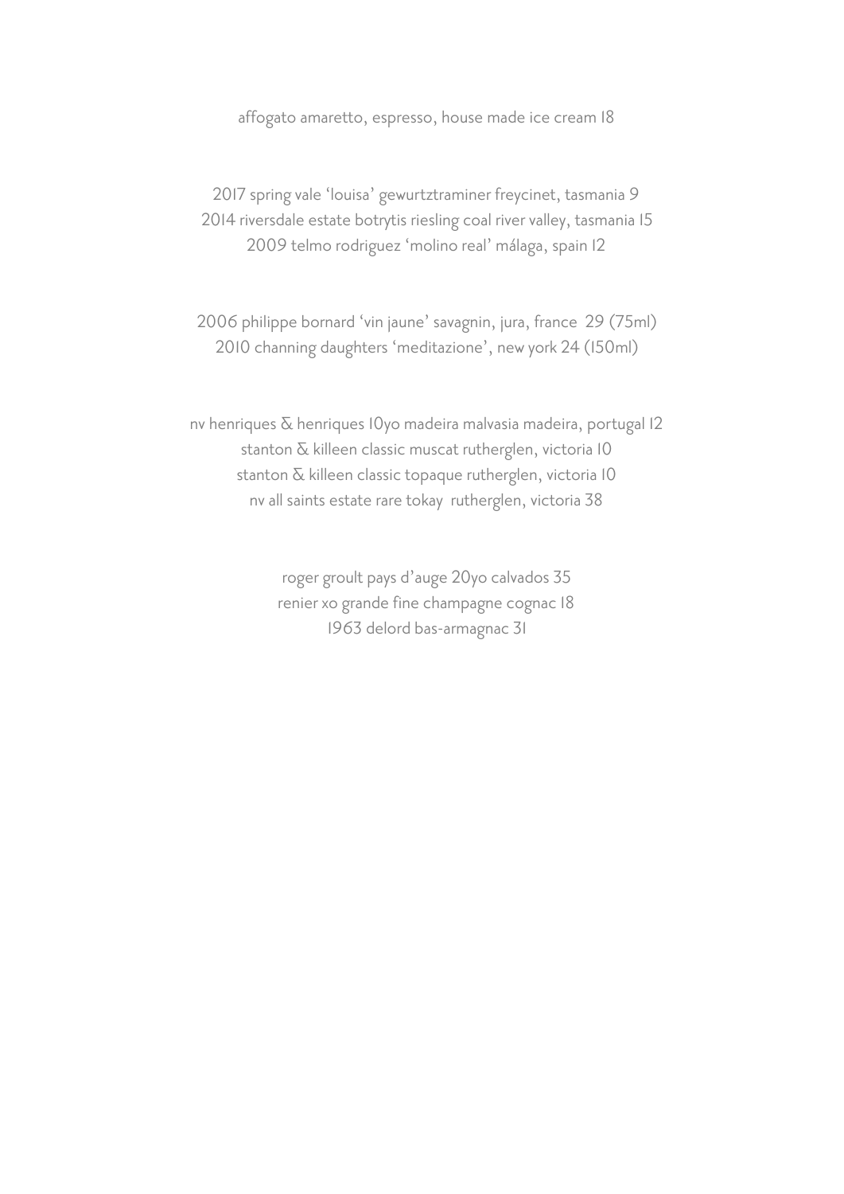affogato amaretto, espresso, house made ice cream 18

2017 spring vale 'louisa' gewurtztraminer freycinet, tasmania 9
2014 riversdale estate botrytis riesling coal river valley, tasmania 15
2009 telmo rodriguez 'molino real' málaga, spain 12

2006 philippe bornard 'vin jaune' savagnin, jura, france 29 (75ml)
2010 channing daughters 'meditazione', new york 24 (150ml)

nv henriques & henriques 10yo madeira malvasia madeira, portugal 12
stanton & killeen classic muscat rutherglen, victoria 10
stanton & killeen classic topaque rutherglen, victoria 10
nv all saints estate rare tokay rutherglen, victoria 38

roger groult pays d'auge 20yo calvados 35
renier xo grande fine champagne cognac 18
1963 delord bas-armagnac 31